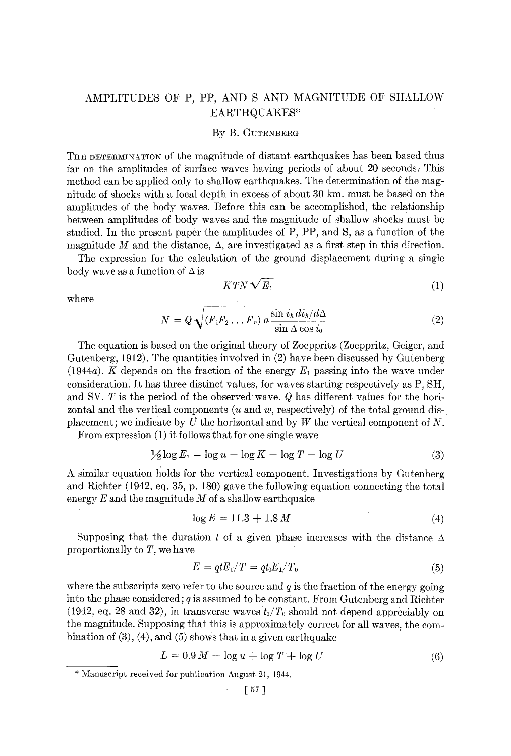# AMPLITUDES OF P, PP, AND S AND MAGNITUDE OF SHALLOW EARTHQUAKES*

By B. Gutenberg

The determination of the magnitude of distant earthquakes has been based thus far on the amplitudes of surface waves having periods of about 20 seconds. This method can be applied only to shallow earthquakes. The determination of the magnitude of shocks with a focal depth in excess of about 30 km. must be based on the amplitudes of the body waves. Before this can be accomplished, the relationship between amplitudes of body waves and the magnitude of shallow shocks must be studied. In the present paper the amplitudes of P, PP, and S, as a function of the magnitude $M$ and the distance, $\Delta$, are investigated as a first step in this direction.

The expression for the calculation of the ground displacement during a single body wave as a function of $\Delta$ is

$$KTN\sqrt{E_1} \tag{1}$$

where

$$N = Q\sqrt{(F_1F_2\ldots F_n)\, a\frac{\sin i_h\, di_h/d\Delta}{\sin\Delta\cos i_0}} \tag{2}$$

The equation is based on the original theory of Zoeppritz (Zoeppritz, Geiger, and Gutenberg, 1912). The quantities involved in (2) have been discussed by Gutenberg (1944*a*). $K$ depends on the fraction of the energy $E_1$ passing into the wave under consideration. It has three distinct values, for waves starting respectively as P, SH, and SV. $T$ is the period of the observed wave. $Q$ has different values for the horizontal and the vertical components ($u$ and $w$, respectively) of the total ground displacement; we indicate by $U$ the horizontal and by $W$ the vertical component of $N$.

From expression (1) it follows that for one single wave

$$\tfrac{1}{2}\log E_1 = \log u - \log K - \log T - \log U \tag{3}$$

A similar equation holds for the vertical component. Investigations by Gutenberg and Richter (1942, eq. 35, p. 180) gave the following equation connecting the total energy $E$ and the magnitude $M$ of a shallow earthquake

$$\log E = 11.3 + 1.8\,M \tag{4}$$

Supposing that the duration $t$ of a given phase increases with the distance $\Delta$ proportionally to $T$, we have

$$E = qtE_1/T = qt_0E_1/T_0 \tag{5}$$

where the subscripts zero refer to the source and $q$ is the fraction of the energy going into the phase considered; $q$ is assumed to be constant. From Gutenberg and Richter (1942, eq. 28 and 32), in transverse waves $t_0/T_0$ should not depend appreciably on the magnitude. Supposing that this is approximately correct for all waves, the combination of (3), (4), and (5) shows that in a given earthquake

$$L = 0.9\,M - \log u + \log T + \log U \tag{6}$$

---

\* Manuscript received for publication August 21, 1944.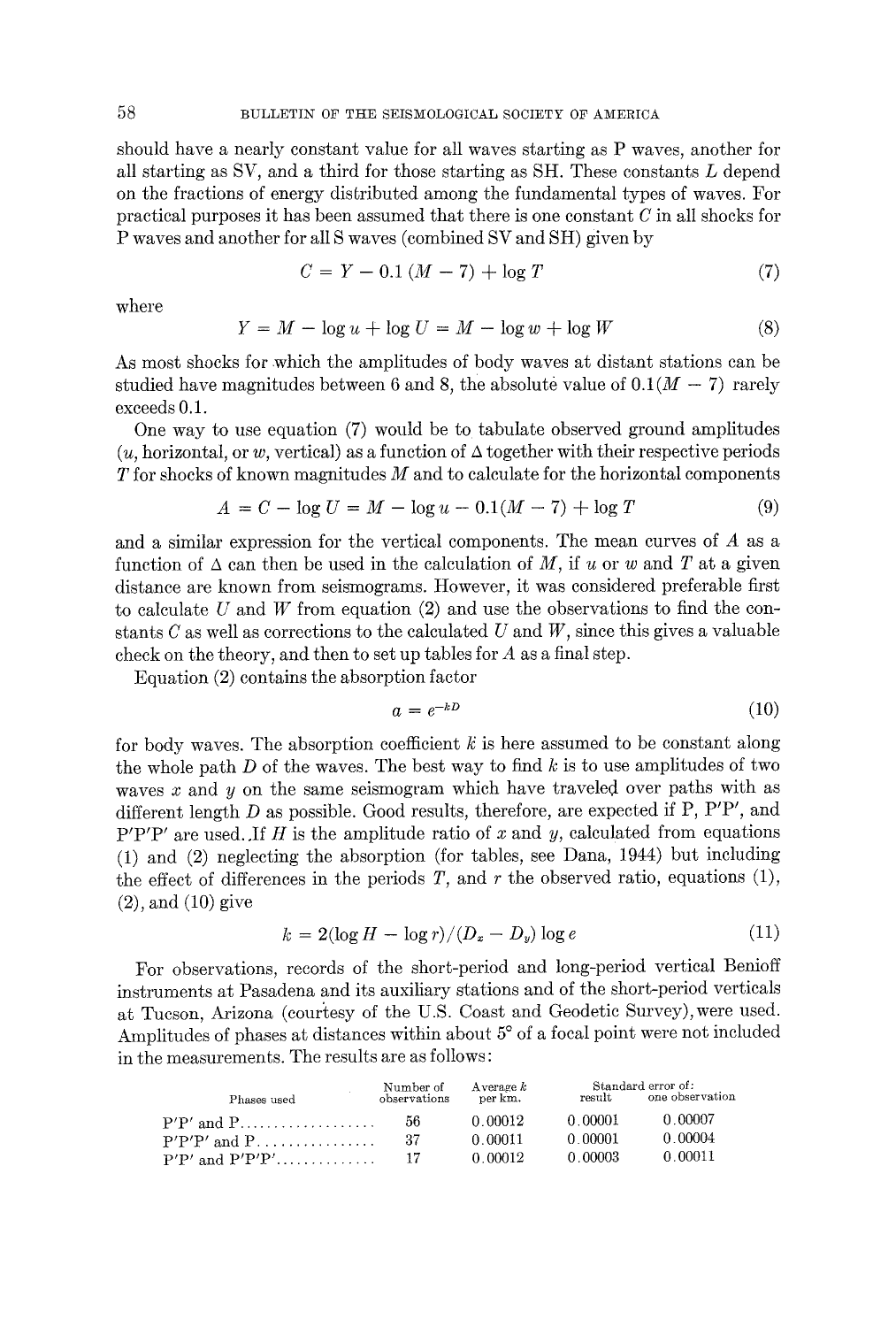should have a nearly constant value for all waves starting as P waves, another for all starting as SV, and a third for those starting as SH. These constants $L$ depend on the fractions of energy distributed among the fundamental types of waves. For practical purposes it has been assumed that there is one constant $C$ in all shocks for P waves and another for all S waves (combined SV and SH) given by

$$C = Y - 0.1\,(M - 7) + \log T \tag{7}$$

where

$$Y = M - \log u + \log U = M - \log w + \log W \tag{8}$$

As most shocks for which the amplitudes of body waves at distant stations can be studied have magnitudes between 6 and 8, the absolute value of $0.1(M - 7)$ rarely exceeds 0.1.

One way to use equation (7) would be to tabulate observed ground amplitudes ($u$, horizontal, or $w$, vertical) as a function of $\Delta$ together with their respective periods $T$ for shocks of known magnitudes $M$ and to calculate for the horizontal components

$$A = C - \log U = M - \log u - 0.1(M - 7) + \log T \tag{9}$$

and a similar expression for the vertical components. The mean curves of $A$ as a function of $\Delta$ can then be used in the calculation of $M$, if $u$ or $w$ and $T$ at a given distance are known from seismograms. However, it was considered preferable first to calculate $U$ and $W$ from equation (2) and use the observations to find the constants $C$ as well as corrections to the calculated $U$ and $W$, since this gives a valuable check on the theory, and then to set up tables for $A$ as a final step.

Equation (2) contains the absorption factor

$$a = e^{-kD} \tag{10}$$

for body waves. The absorption coefficient $k$ is here assumed to be constant along the whole path $D$ of the waves. The best way to find $k$ is to use amplitudes of two waves $x$ and $y$ on the same seismogram which have traveled over paths with as different length $D$ as possible. Good results, therefore, are expected if P, P'P', and P'P'P' are used. If $H$ is the amplitude ratio of $x$ and $y$, calculated from equations (1) and (2) neglecting the absorption (for tables, see Dana, 1944) but including the effect of differences in the periods $T$, and $r$ the observed ratio, equations (1), (2), and (10) give

$$k = 2(\log H - \log r)/(D_x - D_y) \log e \tag{11}$$

For observations, records of the short-period and long-period vertical Benioff instruments at Pasadena and its auxiliary stations and of the short-period verticals at Tucson, Arizona (courtesy of the U.S. Coast and Geodetic Survey), were used. Amplitudes of phases at distances within about 5° of a focal point were not included in the measurements. The results are as follows:

| Phases used | Number of observations | Average $k$ per km. | Standard error of: result | Standard error of: one observation |
|---|---|---|---|---|
| P'P' and P | 56 | 0.00012 | 0.00001 | 0.00007 |
| P'P'P' and P | 37 | 0.00011 | 0.00001 | 0.00004 |
| P'P' and P'P'P' | 17 | 0.00012 | 0.00003 | 0.00011 |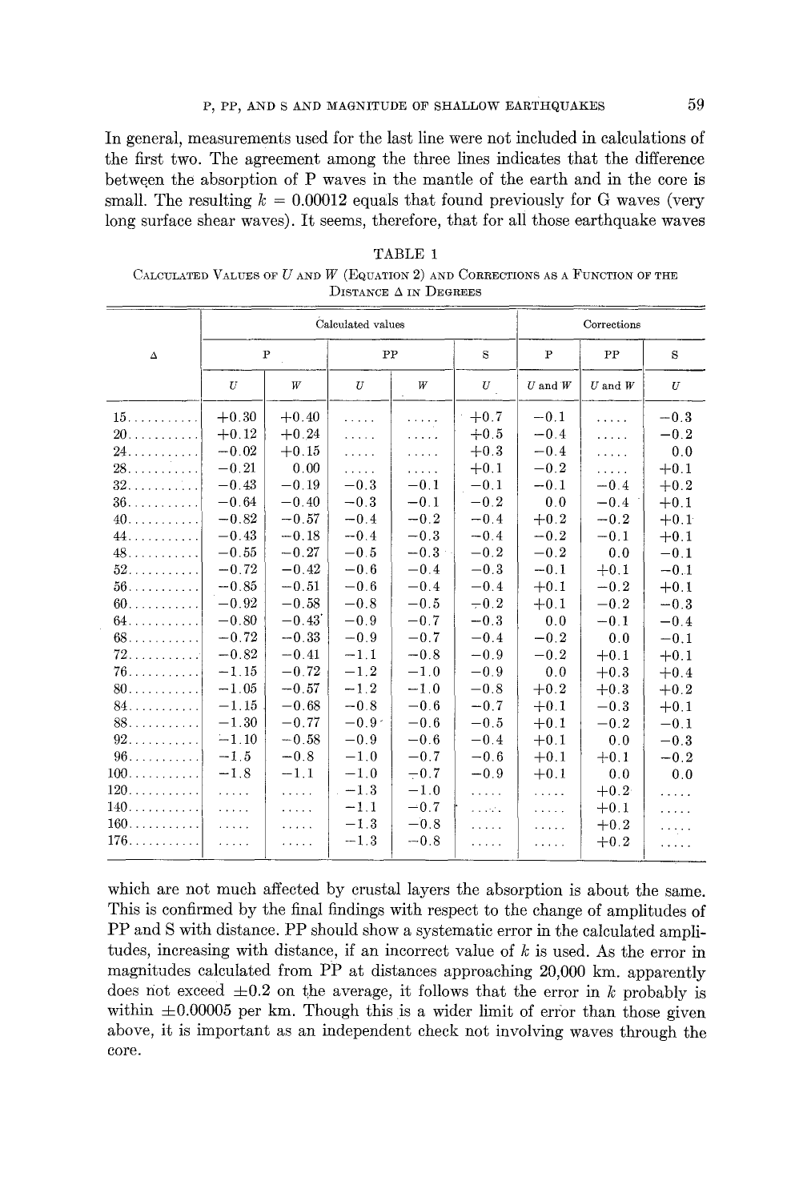In general, measurements used for the last line were not included in calculations of the first two. The agreement among the three lines indicates that the difference between the absorption of P waves in the mantle of the earth and in the core is small. The resulting $k = 0.00012$ equals that found previously for G waves (very long surface shear waves). It seems, therefore, that for all those earthquake waves

TABLE 1

CALCULATED VALUES OF $U$ AND $W$ (EQUATION 2) AND CORRECTIONS AS A FUNCTION OF THE DISTANCE $\Delta$ IN DEGREES

| $\Delta$ | Calculated values | | | | | Corrections | | |
|---|---|---|---|---|---|---|---|---|
| | P | | PP | | S | P | PP | S |
| | $U$ | $W$ | $U$ | $W$ | $U$ | $U$ and $W$ | $U$ and $W$ | $U$ |
| 15 | +0.30 | +0.40 | ..... | ..... | +0.7 | −0.1 | ..... | −0.3 |
| 20 | +0.12 | +0.24 | ..... | ..... | +0.5 | −0.4 | ..... | −0.2 |
| 24 | −0.02 | +0.15 | ..... | ..... | +0.3 | −0.4 | ..... | 0.0 |
| 28 | −0.21 | 0.00 | ..... | ..... | +0.1 | −0.2 | ..... | +0.1 |
| 32 | −0.43 | −0.19 | −0.3 | −0.1 | −0.1 | −0.1 | −0.4 | +0.2 |
| 36 | −0.64 | −0.40 | −0.3 | −0.1 | −0.2 | 0.0 | −0.4 | +0.1 |
| 40 | −0.82 | −0.57 | −0.4 | −0.2 | −0.4 | +0.2 | −0.2 | +0.1 |
| 44 | −0.43 | −0.18 | −0.4 | −0.3 | −0.4 | −0.2 | −0.1 | +0.1 |
| 48 | −0.55 | −0.27 | −0.5 | −0.3 | −0.2 | −0.2 | 0.0 | −0.1 |
| 52 | −0.72 | −0.42 | −0.6 | −0.4 | −0.3 | −0.1 | +0.1 | −0.1 |
| 56 | −0.85 | −0.51 | −0.6 | −0.4 | −0.4 | +0.1 | −0.2 | +0.1 |
| 60 | −0.92 | −0.58 | −0.8 | −0.5 | −0.2 | +0.1 | −0.2 | −0.3 |
| 64 | −0.80 | −0.43 | −0.9 | −0.7 | −0.3 | 0.0 | −0.1 | −0.4 |
| 68 | −0.72 | −0.33 | −0.9 | −0.7 | −0.4 | −0.2 | 0.0 | −0.1 |
| 72 | −0.82 | −0.41 | −1.1 | −0.8 | −0.9 | −0.2 | +0.1 | +0.1 |
| 76 | −1.15 | −0.72 | −1.2 | −1.0 | −0.9 | 0.0 | +0.3 | +0.4 |
| 80 | −1.05 | −0.57 | −1.2 | −1.0 | −0.8 | +0.2 | +0.3 | +0.2 |
| 84 | −1.15 | −0.68 | −0.8 | −0.6 | −0.7 | +0.1 | −0.3 | +0.1 |
| 88 | −1.30 | −0.77 | −0.9 | −0.6 | −0.5 | +0.1 | −0.2 | −0.1 |
| 92 | −1.10 | −0.58 | −0.9 | −0.6 | −0.4 | +0.1 | 0.0 | −0.3 |
| 96 | −1.5 | −0.8 | −1.0 | −0.7 | −0.6 | +0.1 | +0.1 | −0.2 |
| 100 | −1.8 | −1.1 | −1.0 | −0.7 | −0.9 | +0.1 | 0.0 | 0.0 |
| 120 | ..... | ..... | −1.3 | −1.0 | ..... | ..... | +0.2 | ..... |
| 140 | ..... | ..... | −1.1 | −0.7 | ..... | ..... | +0.1 | ..... |
| 160 | ..... | ..... | −1.3 | −0.8 | ..... | ..... | +0.2 | ..... |
| 176 | ..... | ..... | −1.3 | −0.8 | ..... | ..... | +0.2 | ..... |

which are not much affected by crustal layers the absorption is about the same. This is confirmed by the final findings with respect to the change of amplitudes of PP and S with distance. PP should show a systematic error in the calculated amplitudes, increasing with distance, if an incorrect value of $k$ is used. As the error in magnitudes calculated from PP at distances approaching 20,000 km. apparently does not exceed $\pm 0.2$ on the average, it follows that the error in $k$ probably is within $\pm 0.00005$ per km. Though this is a wider limit of error than those given above, it is important as an independent check not involving waves through the core.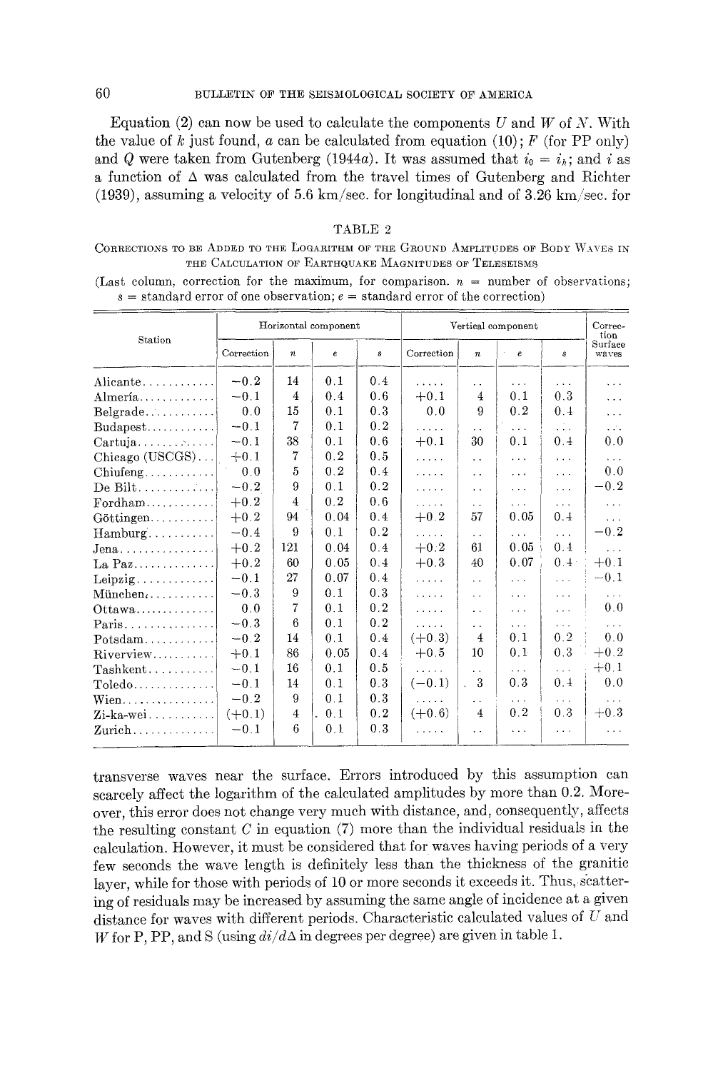Equation (2) can now be used to calculate the components $U$ and $W$ of $N$. With the value of $k$ just found, $a$ can be calculated from equation (10); $F$ (for PP only) and $Q$ were taken from Gutenberg (1944*a*). It was assumed that $i_0 = i_h$; and $i$ as a function of $\Delta$ was calculated from the travel times of Gutenberg and Richter (1939), assuming a velocity of 5.6 km/sec. for longitudinal and of 3.26 km/sec. for transverse waves near the surface. Errors introduced by this assumption can scarcely affect the logarithm of the calculated amplitudes by more than 0.2. Moreover, this error does not change very much with distance, and, consequently, affects the resulting constant $C$ in equation (7) more than the individual residuals in the calculation. However, it must be considered that for waves having periods of a very few seconds the wave length is definitely less than the thickness of the granitic layer, while for those with periods of 10 or more seconds it exceeds it. Thus, scattering of residuals may be increased by assuming the same angle of incidence at a given distance for waves with different periods. Characteristic calculated values of $U$ and $W$ for P, PP, and S (using $di/d\Delta$ in degrees per degree) are given in table 1.

TABLE 2

CORRECTIONS TO BE ADDED TO THE LOGARITHM OF THE GROUND AMPLITUDES OF BODY WAVES IN THE CALCULATION OF EARTHQUAKE MAGNITUDES OF TELESEISMS

(Last column, correction for the maximum, for comparison. $n$ = number of observations; $s$ = standard error of one observation; $e$ = standard error of the correction)

| Station | Horizontal component | | | | Vertical component | | | | Correction Surface waves |
|---|---|---|---|---|---|---|---|---|---|
| | Correction | $n$ | $e$ | $s$ | Correction | $n$ | $e$ | $s$ | |
| Alicante | −0.2 | 14 | 0.1 | 0.4 | ..... | .. | ... | ... | ... |
| Almería | −0.1 | 4 | 0.4 | 0.6 | +0.1 | 4 | 0.1 | 0.3 | ... |
| Belgrade | 0.0 | 15 | 0.1 | 0.3 | 0.0 | 9 | 0.2 | 0.4 | ... |
| Budapest | −0.1 | 7 | 0.1 | 0.2 | ..... | .. | ... | ... | ... |
| Cartuja | −0.1 | 38 | 0.1 | 0.6 | +0.1 | 30 | 0.1 | 0.4 | 0.0 |
| Chicago (USCGS) | +0.1 | 7 | 0.2 | 0.5 | ..... | .. | ... | ... | ... |
| Chiufeng | 0.0 | 5 | 0.2 | 0.4 | ..... | .. | ... | ... | 0.0 |
| De Bilt | −0.2 | 9 | 0.1 | 0.2 | ..... | .. | ... | ... | −0.2 |
| Fordham | +0.2 | 4 | 0.2 | 0.6 | ..... | .. | ... | ... | ... |
| Göttingen | +0.2 | 94 | 0.04 | 0.4 | +0.2 | 57 | 0.05 | 0.4 | ... |
| Hamburg | −0.4 | 9 | 0.1 | 0.2 | ..... | .. | ... | ... | −0.2 |
| Jena | +0.2 | 121 | 0.04 | 0.4 | +0.2 | 61 | 0.05 | 0.4 | ... |
| La Paz | +0.2 | 60 | 0.05 | 0.4 | +0.3 | 40 | 0.07 | 0.4 | +0.1 |
| Leipzig | −0.1 | 27 | 0.07 | 0.4 | ..... | .. | ... | ... | −0.1 |
| München | −0.3 | 9 | 0.1 | 0.3 | ..... | .. | ... | ... | ... |
| Ottawa | 0.0 | 7 | 0.1 | 0.2 | ..... | .. | ... | ... | 0.0 |
| Paris | −0.3 | 6 | 0.1 | 0.2 | ..... | .. | ... | ... | ... |
| Potsdam | −0.2 | 14 | 0.1 | 0.4 | (+0.3) | 4 | 0.1 | 0.2 | 0.0 |
| Riverview | +0.1 | 86 | 0.05 | 0.4 | +0.5 | 10 | 0.1 | 0.3 | +0.2 |
| Tashkent | −0.1 | 16 | 0.1 | 0.5 | ..... | .. | ... | ... | +0.1 |
| Toledo | −0.1 | 14 | 0.1 | 0.3 | (−0.1) | 3 | 0.3 | 0.4 | 0.0 |
| Wien | −0.2 | 9 | 0.1 | 0.3 | ..... | .. | ... | ... | ... |
| Zi-ka-wei | (+0.1) | 4 | 0.1 | 0.2 | (+0.6) | 4 | 0.2 | 0.3 | +0.3 |
| Zurich | −0.1 | 6 | 0.1 | 0.3 | ..... | .. | ... | ... | ... |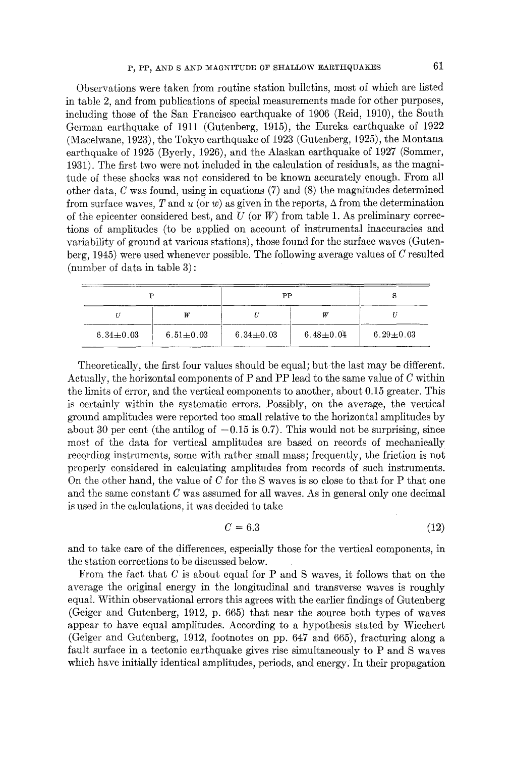Observations were taken from routine station bulletins, most of which are listed in table 2, and from publications of special measurements made for other purposes, including those of the San Francisco earthquake of 1906 (Reid, 1910), the South German earthquake of 1911 (Gutenberg, 1915), the Eureka earthquake of 1922 (Macelwane, 1923), the Tokyo earthquake of 1923 (Gutenberg, 1925), the Montana earthquake of 1925 (Byerly, 1926), and the Alaskan earthquake of 1927 (Sommer, 1931). The first two were not included in the calculation of residuals, as the magnitude of these shocks was not considered to be known accurately enough. From all other data, $C$ was found, using in equations (7) and (8) the magnitudes determined from surface waves, $T$ and $u$ (or $w$) as given in the reports, $\Delta$ from the determination of the epicenter considered best, and $U$ (or $W$) from table 1. As preliminary corrections of amplitudes (to be applied on account of instrumental inaccuracies and variability of ground at various stations), those found for the surface waves (Gutenberg, 1945) were used whenever possible. The following average values of $C$ resulted (number of data in table 3):

| P | | PP | | S |
|---|---|---|---|---|
| $U$ | $W$ | $U$ | $W$ | $U$ |
| 6.34±0.03 | 6.51±0.03 | 6.34±0.03 | 6.48±0.04 | 6.29±0.03 |

Theoretically, the first four values should be equal; but the last may be different. Actually, the horizontal components of P and PP lead to the same value of $C$ within the limits of error, and the vertical components to another, about 0.15 greater. This is certainly within the systematic errors. Possibly, on the average, the vertical ground amplitudes were reported too small relative to the horizontal amplitudes by about 30 per cent (the antilog of $-0.15$ is 0.7). This would not be surprising, since most of the data for vertical amplitudes are based on records of mechanically recording instruments, some with rather small mass; frequently, the friction is not properly considered in calculating amplitudes from records of such instruments. On the other hand, the value of $C$ for the S waves is so close to that for P that one and the same constant $C$ was assumed for all waves. As in general only one decimal is used in the calculations, it was decided to take

$$C = 6.3 \tag{12}$$

and to take care of the differences, especially those for the vertical components, in the station corrections to be discussed below.

From the fact that $C$ is about equal for P and S waves, it follows that on the average the original energy in the longitudinal and transverse waves is roughly equal. Within observational errors this agrees with the earlier findings of Gutenberg (Geiger and Gutenberg, 1912, p. 665) that near the source both types of waves appear to have equal amplitudes. According to a hypothesis stated by Wiechert (Geiger and Gutenberg, 1912, footnotes on pp. 647 and 665), fracturing along a fault surface in a tectonic earthquake gives rise simultaneously to P and S waves which have initially identical amplitudes, periods, and energy. In their propagation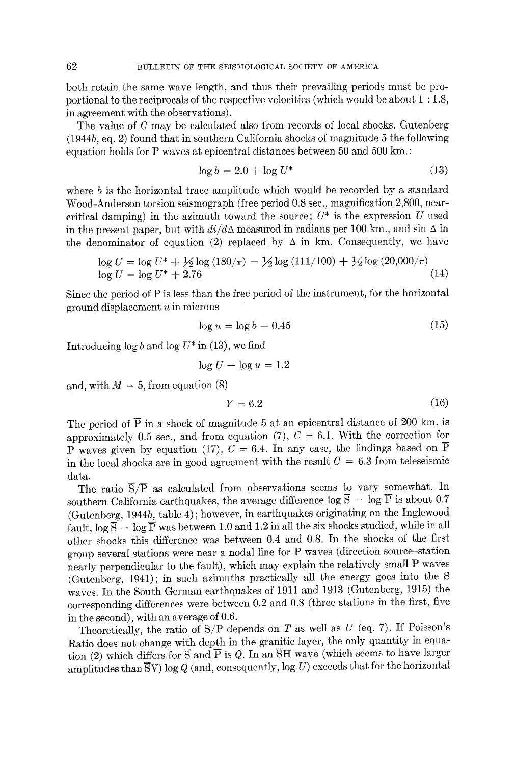both retain the same wave length, and thus their prevailing periods must be proportional to the reciprocals of the respective velocities (which would be about 1 : 1.8, in agreement with the observations).

The value of $C$ may be calculated also from records of local shocks. Gutenberg (1944*b*, eq. 2) found that in southern California shocks of magnitude 5 the following equation holds for P waves at epicentral distances between 50 and 500 km.:

$$\log b = 2.0 + \log U^* \tag{13}$$

where $b$ is the horizontal trace amplitude which would be recorded by a standard Wood-Anderson torsion seismograph (free period 0.8 sec., magnification 2,800, near-critical damping) in the azimuth toward the source; $U^*$ is the expression $U$ used in the present paper, but with $di/d\Delta$ measured in radians per 100 km., and $\sin \Delta$ in the denominator of equation (2) replaced by $\Delta$ in km. Consequently, we have

$$\log U = \log U^* + \tfrac{1}{2} \log (180/\pi) - \tfrac{1}{2} \log (111/100) + \tfrac{1}{2} \log (20{,}000/\pi)$$
$$\log U = \log U^* + 2.76 \tag{14}$$

Since the period of P is less than the free period of the instrument, for the horizontal ground displacement $u$ in microns

$$\log u = \log b - 0.45 \tag{15}$$

Introducing $\log b$ and $\log U^*$ in (13), we find

$$\log U - \log u = 1.2$$

and, with $M = 5$, from equation (8)

$$Y = 6.2 \tag{16}$$

The period of $\overline{\text{P}}$ in a shock of magnitude 5 at an epicentral distance of 200 km. is approximately 0.5 sec., and from equation (7), $C = 6.1$. With the correction for P waves given by equation (17), $C = 6.4$. In any case, the findings based on $\overline{\text{P}}$ in the local shocks are in good agreement with the result $C = 6.3$ from teleseismic data.

The ratio $\overline{\text{S}}/\overline{\text{P}}$ as calculated from observations seems to vary somewhat. In southern California earthquakes, the average difference $\log \overline{\text{S}} - \log \overline{\text{P}}$ is about 0.7 (Gutenberg, 1944*b*, table 4); however, in earthquakes originating on the Inglewood fault, $\log \overline{\text{S}} - \log \overline{\text{P}}$ was between 1.0 and 1.2 in all the six shocks studied, while in all other shocks this difference was between 0.4 and 0.8. In the shocks of the first group several stations were near a nodal line for P waves (direction source–station nearly perpendicular to the fault), which may explain the relatively small P waves (Gutenberg, 1941); in such azimuths practically all the energy goes into the S waves. In the South German earthquakes of 1911 and 1913 (Gutenberg, 1915) the corresponding differences were between 0.2 and 0.8 (three stations in the first, five in the second), with an average of 0.6.

Theoretically, the ratio of S/P depends on $T$ as well as $U$ (eq. 7). If Poisson's Ratio does not change with depth in the granitic layer, the only quantity in equation (2) which differs for $\overline{\text{S}}$ and $\overline{\text{P}}$ is $Q$. In an $\overline{\text{S}}$H wave (which seems to have larger amplitudes than $\overline{\text{S}}$V) $\log Q$ (and, consequently, $\log U$) exceeds that for the horizontal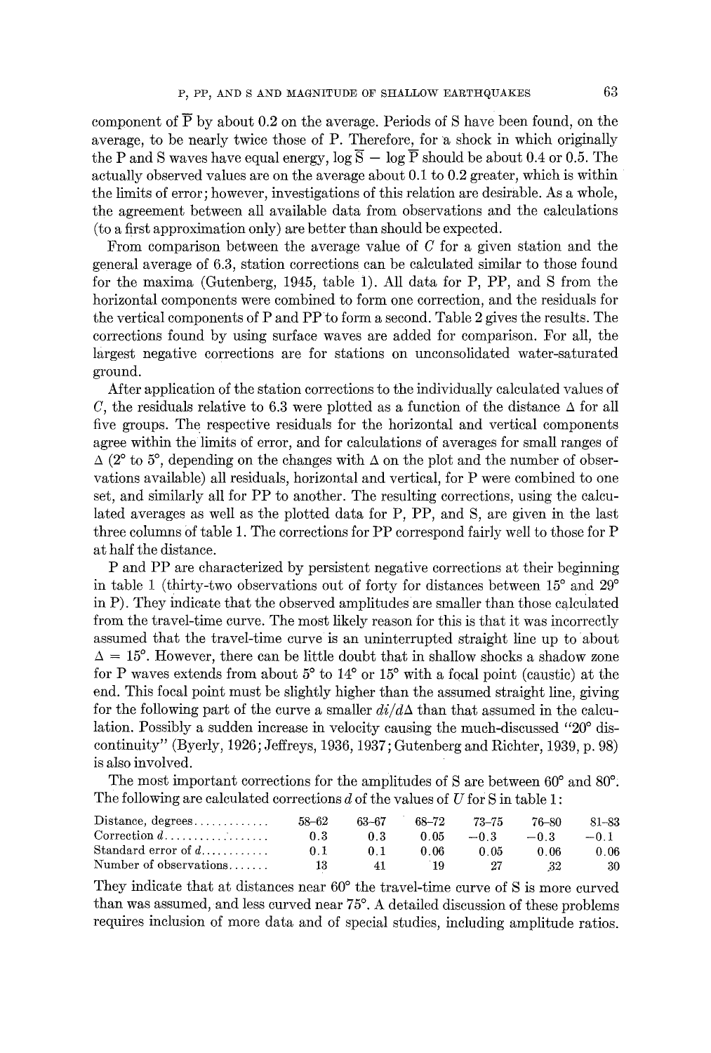component of $\overline{P}$ by about 0.2 on the average. Periods of S have been found, on the average, to be nearly twice those of P. Therefore, for a shock in which originally the P and S waves have equal energy, $\log \overline{S} - \log \overline{P}$ should be about 0.4 or 0.5. The actually observed values are on the average about 0.1 to 0.2 greater, which is within the limits of error; however, investigations of this relation are desirable. As a whole, the agreement between all available data from observations and the calculations (to a first approximation only) are better than should be expected.

From comparison between the average value of $C$ for a given station and the general average of 6.3, station corrections can be calculated similar to those found for the maxima (Gutenberg, 1945, table 1). All data for P, PP, and S from the horizontal components were combined to form one correction, and the residuals for the vertical components of P and PP to form a second. Table 2 gives the results. The corrections found by using surface waves are added for comparison. For all, the largest negative corrections are for stations on unconsolidated water-saturated ground.

After application of the station corrections to the individually calculated values of $C$, the residuals relative to 6.3 were plotted as a function of the distance $\Delta$ for all five groups. The respective residuals for the horizontal and vertical components agree within the limits of error, and for calculations of averages for small ranges of $\Delta$ (2° to 5°, depending on the changes with $\Delta$ on the plot and the number of observations available) all residuals, horizontal and vertical, for P were combined to one set, and similarly all for PP to another. The resulting corrections, using the calculated averages as well as the plotted data for P, PP, and S, are given in the last three columns of table 1. The corrections for PP correspond fairly well to those for P at half the distance.

P and PP are characterized by persistent negative corrections at their beginning in table 1 (thirty-two observations out of forty for distances between 15° and 29° in P). They indicate that the observed amplitudes are smaller than those calculated from the travel-time curve. The most likely reason for this is that it was incorrectly assumed that the travel-time curve is an uninterrupted straight line up to about $\Delta = 15°$. However, there can be little doubt that in shallow shocks a shadow zone for P waves extends from about 5° to 14° or 15° with a focal point (caustic) at the end. This focal point must be slightly higher than the assumed straight line, giving for the following part of the curve a smaller $di/d\Delta$ than that assumed in the calculation. Possibly a sudden increase in velocity causing the much-discussed "20° discontinuity" (Byerly, 1926; Jeffreys, 1936, 1937; Gutenberg and Richter, 1939, p. 98) is also involved.

The most important corrections for the amplitudes of S are between 60° and 80°. The following are calculated corrections $d$ of the values of $U$ for S in table 1:

| Distance, degrees | 58–62 | 63–67 | 68–72 | 73–75 | 76–80 | 81–83 |
|---|---|---|---|---|---|---|
| Correction $d$ | 0.3 | 0.3 | 0.05 | −0.3 | −0.3 | −0.1 |
| Standard error of $d$ | 0.1 | 0.1 | 0.06 | 0.05 | 0.06 | 0.06 |
| Number of observations | 13 | 41 | 19 | 27 | 32 | 30 |

They indicate that at distances near 60° the travel-time curve of S is more curved than was assumed, and less curved near 75°. A detailed discussion of these problems requires inclusion of more data and of special studies, including amplitude ratios.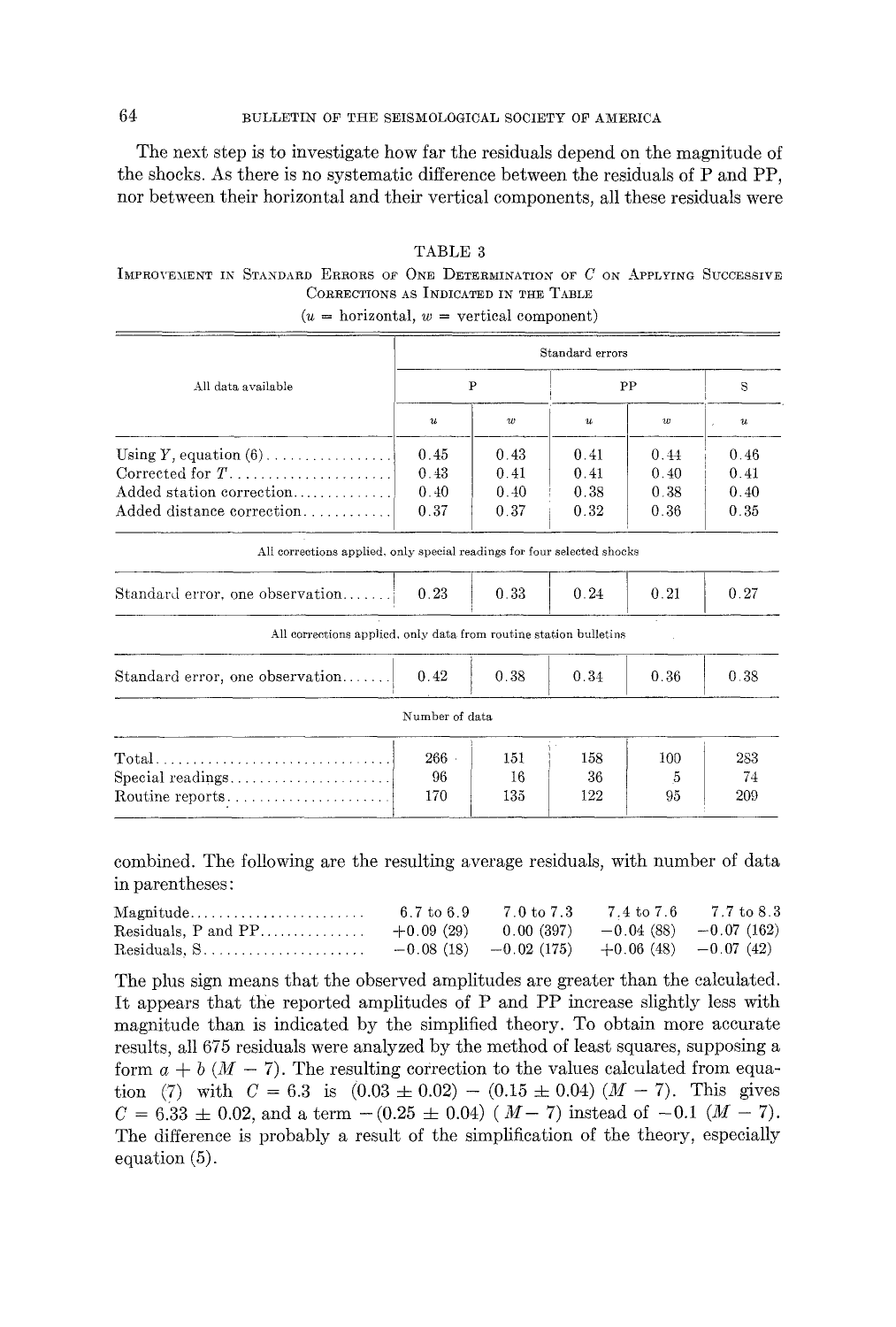The next step is to investigate how far the residuals depend on the magnitude of the shocks. As there is no systematic difference between the residuals of P and PP, nor between their horizontal and their vertical components, all these residuals were combined. The following are the resulting average residuals, with number of data in parentheses:

TABLE 3

IMPROVEMENT IN STANDARD ERRORS OF ONE DETERMINATION OF $C$ ON APPLYING SUCCESSIVE CORRECTIONS AS INDICATED IN THE TABLE

($u$ = horizontal, $w$ = vertical component)

| All data available | Standard errors | | | | |
|---|---|---|---|---|---|
| | P | | PP | | S |
| | $u$ | $w$ | $u$ | $w$ | $u$ |
| Using $Y$, equation (6) | 0.45 | 0.43 | 0.41 | 0.44 | 0.46 |
| Corrected for $T$ | 0.43 | 0.41 | 0.41 | 0.40 | 0.41 |
| Added station correction | 0.40 | 0.40 | 0.38 | 0.38 | 0.40 |
| Added distance correction | 0.37 | 0.37 | 0.32 | 0.36 | 0.35 |
| *All corrections applied, only special readings for four selected shocks* | | | | | |
| Standard error, one observation | 0.23 | 0.33 | 0.24 | 0.21 | 0.27 |
| *All corrections applied, only data from routine station bulletins* | | | | | |
| Standard error, one observation | 0.42 | 0.38 | 0.34 | 0.36 | 0.38 |
| *Number of data* | | | | | |
| Total | 266 | 151 | 158 | 100 | 283 |
| Special readings | 96 | 16 | 36 | 5 | 74 |
| Routine reports | 170 | 135 | 122 | 95 | 209 |

| Magnitude | 6.7 to 6.9 | 7.0 to 7.3 | 7.4 to 7.6 | 7.7 to 8.3 |
|---|---|---|---|---|
| Residuals, P and PP | +0.09 (29) | 0.00 (397) | −0.04 (88) | −0.07 (162) |
| Residuals, S | −0.08 (18) | −0.02 (175) | +0.06 (48) | −0.07 (42) |

The plus sign means that the observed amplitudes are greater than the calculated. It appears that the reported amplitudes of P and PP increase slightly less with magnitude than is indicated by the simplified theory. To obtain more accurate results, all 675 residuals were analyzed by the method of least squares, supposing a form $a + b\,(M - 7)$. The resulting correction to the values calculated from equation (7) with $C = 6.3$ is $(0.03 \pm 0.02) - (0.15 \pm 0.04)\,(M - 7)$. This gives $C = 6.33 \pm 0.02$, and a term $-(0.25 \pm 0.04)\,(M - 7)$ instead of $-0.1\,(M - 7)$. The difference is probably a result of the simplification of the theory, especially equation (5).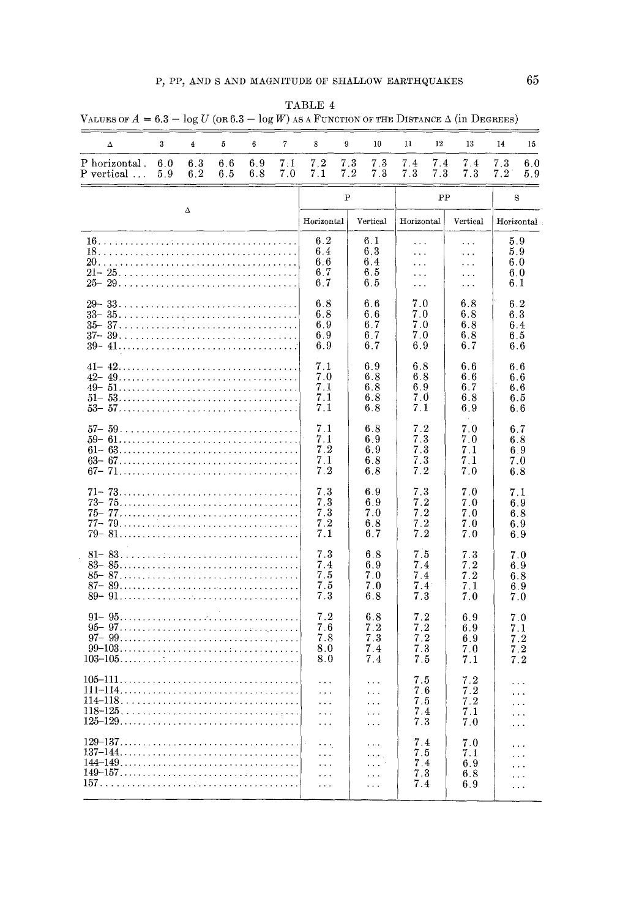TABLE 4

VALUES OF $A = 6.3 - \log U$ (OR $6.3 - \log W$) AS A FUNCTION OF THE DISTANCE $\Delta$ (in DEGREES)

| Δ | 3 | 4 | 5 | 6 | 7 | 8 | 9 | 10 | 11 | 12 | 13 | 14 | 15 |
|---|---|---|---|---|---|---|---|---|---|---|---|---|---|
| P horizontal | 6.0 | 6.3 | 6.6 | 6.9 | 7.1 | 7.2 | 7.3 | 7.3 | 7.4 | 7.4 | 7.4 | 7.3 | 6.0 |
| P vertical | 5.9 | 6.2 | 6.5 | 6.8 | 7.0 | 7.1 | 7.2 | 7.3 | 7.3 | 7.3 | 7.3 | 7.2 | 5.9 |

| Δ | P | | PP | | S |
|---|---|---|---|---|---|
| | Horizontal | Vertical | Horizontal | Vertical | Horizontal |
| 16 | 6.2 | 6.1 | ... | ... | 5.9 |
| 18 | 6.4 | 6.3 | ... | ... | 5.9 |
| 20 | 6.6 | 6.4 | ... | ... | 6.0 |
| 21– 25 | 6.7 | 6.5 | ... | ... | 6.0 |
| 25– 29 | 6.7 | 6.5 | ... | ... | 6.1 |
| 29– 33 | 6.8 | 6.6 | 7.0 | 6.8 | 6.2 |
| 33– 35 | 6.8 | 6.6 | 7.0 | 6.8 | 6.3 |
| 35– 37 | 6.9 | 6.7 | 7.0 | 6.8 | 6.4 |
| 37– 39 | 6.9 | 6.7 | 7.0 | 6.8 | 6.5 |
| 39– 41 | 6.9 | 6.7 | 6.9 | 6.7 | 6.6 |
| 41– 42 | 7.1 | 6.9 | 6.8 | 6.6 | 6.6 |
| 42– 49 | 7.0 | 6.8 | 6.8 | 6.6 | 6.6 |
| 49– 51 | 7.1 | 6.8 | 6.9 | 6.7 | 6.6 |
| 51– 53 | 7.1 | 6.8 | 7.0 | 6.8 | 6.5 |
| 53– 57 | 7.1 | 6.8 | 7.1 | 6.9 | 6.6 |
| 57– 59 | 7.1 | 6.8 | 7.2 | 7.0 | 6.7 |
| 59– 61 | 7.1 | 6.9 | 7.3 | 7.0 | 6.8 |
| 61– 63 | 7.2 | 6.9 | 7.3 | 7.1 | 6.9 |
| 63– 67 | 7.1 | 6.8 | 7.3 | 7.1 | 7.0 |
| 67– 71 | 7.2 | 6.8 | 7.2 | 7.0 | 6.8 |
| 71– 73 | 7.3 | 6.9 | 7.3 | 7.0 | 7.1 |
| 73– 75 | 7.3 | 6.9 | 7.2 | 7.0 | 6.9 |
| 75– 77 | 7.3 | 7.0 | 7.2 | 7.0 | 6.8 |
| 77– 79 | 7.2 | 6.8 | 7.2 | 7.0 | 6.9 |
| 79– 81 | 7.1 | 6.7 | 7.2 | 7.0 | 6.9 |
| 81– 83 | 7.3 | 6.8 | 7.5 | 7.3 | 7.0 |
| 83– 85 | 7.4 | 6.9 | 7.4 | 7.2 | 6.9 |
| 85– 87 | 7.5 | 7.0 | 7.4 | 7.2 | 6.8 |
| 87– 89 | 7.5 | 7.0 | 7.4 | 7.1 | 6.9 |
| 89– 91 | 7.3 | 6.8 | 7.3 | 7.0 | 7.0 |
| 91– 95 | 7.2 | 6.8 | 7.2 | 6.9 | 7.0 |
| 95– 97 | 7.6 | 7.2 | 7.2 | 6.9 | 7.1 |
| 97– 99 | 7.8 | 7.3 | 7.2 | 6.9 | 7.2 |
| 99–103 | 8.0 | 7.4 | 7.3 | 7.0 | 7.2 |
| 103–105 | 8.0 | 7.4 | 7.5 | 7.1 | 7.2 |
| 105–111 | ... | ... | 7.5 | 7.2 | ... |
| 111–114 | ... | ... | 7.6 | 7.2 | ... |
| 114–118 | ... | ... | 7.5 | 7.2 | ... |
| 118–125 | ... | ... | 7.4 | 7.1 | ... |
| 125–129 | ... | ... | 7.3 | 7.0 | ... |
| 129–137 | ... | ... | 7.4 | 7.0 | ... |
| 137–144 | ... | ... | 7.5 | 7.1 | ... |
| 144–149 | ... | ... | 7.4 | 6.9 | ... |
| 149–157 | ... | ... | 7.3 | 6.8 | ... |
| 157 | ... | ... | 7.4 | 6.9 | ... |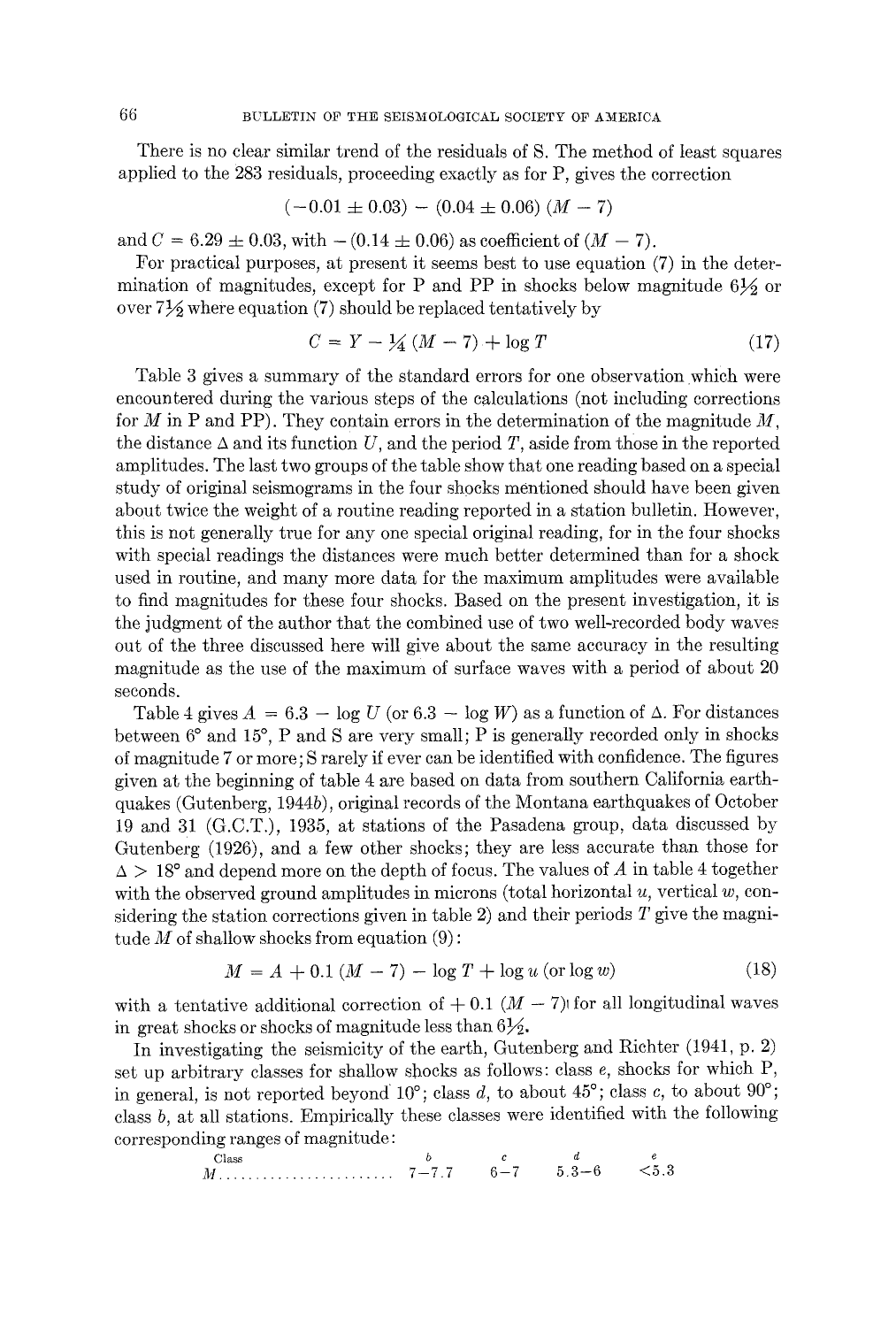There is no clear similar trend of the residuals of S. The method of least squares applied to the 283 residuals, proceeding exactly as for P, gives the correction

$$(-0.01 \pm 0.03) - (0.04 \pm 0.06)(M - 7)$$

and $C = 6.29 \pm 0.03$, with $-(0.14 \pm 0.06)$ as coefficient of $(M - 7)$.

For practical purposes, at present it seems best to use equation (7) in the determination of magnitudes, except for P and PP in shocks below magnitude $6\frac{1}{2}$ or over $7\frac{1}{2}$ where equation (7) should be replaced tentatively by

$$C = Y - \tfrac{1}{4}(M - 7) + \log T \tag{17}$$

Table 3 gives a summary of the standard errors for one observation which were encountered during the various steps of the calculations (not including corrections for $M$ in P and PP). They contain errors in the determination of the magnitude $M$, the distance $\Delta$ and its function $U$, and the period $T$, aside from those in the reported amplitudes. The last two groups of the table show that one reading based on a special study of original seismograms in the four shocks mentioned should have been given about twice the weight of a routine reading reported in a station bulletin. However, this is not generally true for any one special original reading, for in the four shocks with special readings the distances were much better determined than for a shock used in routine, and many more data for the maximum amplitudes were available to find magnitudes for these four shocks. Based on the present investigation, it is the judgment of the author that the combined use of two well-recorded body waves out of the three discussed here will give about the same accuracy in the resulting magnitude as the use of the maximum of surface waves with a period of about 20 seconds.

Table 4 gives $A = 6.3 - \log U$ (or $6.3 - \log W$) as a function of $\Delta$. For distances between 6° and 15°, P and S are very small; P is generally recorded only in shocks of magnitude 7 or more; S rarely if ever can be identified with confidence. The figures given at the beginning of table 4 are based on data from southern California earthquakes (Gutenberg, 1944*b*), original records of the Montana earthquakes of October 19 and 31 (G.C.T.), 1935, at stations of the Pasadena group, data discussed by Gutenberg (1926), and a few other shocks; they are less accurate than those for $\Delta > 18°$ and depend more on the depth of focus. The values of $A$ in table 4 together with the observed ground amplitudes in microns (total horizontal $u$, vertical $w$, considering the station corrections given in table 2) and their periods $T$ give the magnitude $M$ of shallow shocks from equation (9):

$$M = A + 0.1(M - 7) - \log T + \log u \text{ (or } \log w\text{)} \tag{18}$$

with a tentative additional correction of $+0.1(M - 7)$ for all longitudinal waves in great shocks or shocks of magnitude less than $6\frac{1}{2}$.

In investigating the seismicity of the earth, Gutenberg and Richter (1941, p. 2) set up arbitrary classes for shallow shocks as follows: class *e*, shocks for which P, in general, is not reported beyond 10°; class *d*, to about 45°; class *c*, to about 90°; class *b*, at all stations. Empirically these classes were identified with the following corresponding ranges of magnitude:

| Class | *b* | *c* | *d* | *e* |
|---|---|---|---|---|
| $M$ | 7–7.7 | 6–7 | 5.3–6 | <5.3 |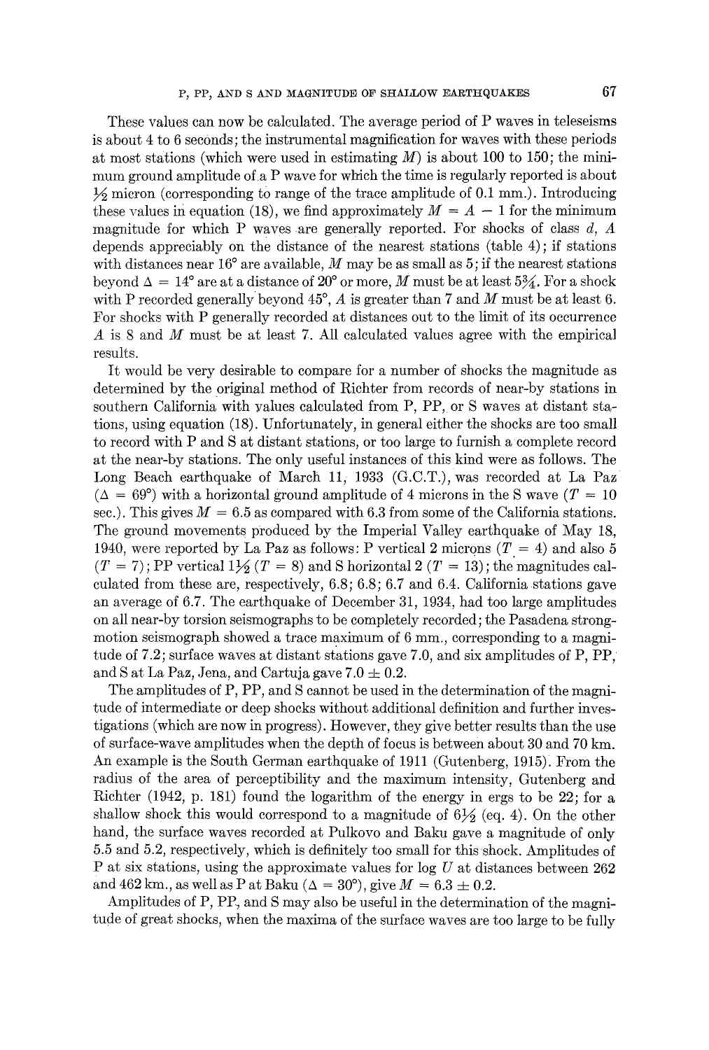These values can now be calculated. The average period of P waves in teleseisms is about 4 to 6 seconds; the instrumental magnification for waves with these periods at most stations (which were used in estimating $M$) is about 100 to 150; the minimum ground amplitude of a P wave for which the time is regularly reported is about $\frac{1}{2}$ micron (corresponding to range of the trace amplitude of 0.1 mm.). Introducing these values in equation (18), we find approximately $M = A - 1$ for the minimum magnitude for which P waves are generally reported. For shocks of class $d$, $A$ depends appreciably on the distance of the nearest stations (table 4); if stations with distances near 16° are available, $M$ may be as small as 5; if the nearest stations beyond $\Delta = 14°$ are at a distance of 20° or more, $M$ must be at least $5\frac{3}{4}$. For a shock with P recorded generally beyond 45°, $A$ is greater than 7 and $M$ must be at least 6. For shocks with P generally recorded at distances out to the limit of its occurrence $A$ is 8 and $M$ must be at least 7. All calculated values agree with the empirical results.

It would be very desirable to compare for a number of shocks the magnitude as determined by the original method of Richter from records of near-by stations in southern California with values calculated from P, PP, or S waves at distant stations, using equation (18). Unfortunately, in general either the shocks are too small to record with P and S at distant stations, or too large to furnish a complete record at the near-by stations. The only useful instances of this kind were as follows. The Long Beach earthquake of March 11, 1933 (G.C.T.), was recorded at La Paz ($\Delta = 69°$) with a horizontal ground amplitude of 4 microns in the S wave ($T = 10$ sec.). This gives $M = 6.5$ as compared with 6.3 from some of the California stations. The ground movements produced by the Imperial Valley earthquake of May 18, 1940, were reported by La Paz as follows: P vertical 2 microns ($T = 4$) and also 5 ($T = 7$); PP vertical $1\frac{1}{2}$ ($T = 8$) and S horizontal 2 ($T = 13$); the magnitudes calculated from these are, respectively, 6.8; 6.8; 6.7 and 6.4. California stations gave an average of 6.7. The earthquake of December 31, 1934, had too large amplitudes on all near-by torsion seismographs to be completely recorded; the Pasadena strong-motion seismograph showed a trace maximum of 6 mm., corresponding to a magnitude of 7.2; surface waves at distant stations gave 7.0, and six amplitudes of P, PP, and S at La Paz, Jena, and Cartuja gave $7.0 \pm 0.2$.

The amplitudes of P, PP, and S cannot be used in the determination of the magnitude of intermediate or deep shocks without additional definition and further investigations (which are now in progress). However, they give better results than the use of surface-wave amplitudes when the depth of focus is between about 30 and 70 km. An example is the South German earthquake of 1911 (Gutenberg, 1915). From the radius of the area of perceptibility and the maximum intensity, Gutenberg and Richter (1942, p. 181) found the logarithm of the energy in ergs to be 22; for a shallow shock this would correspond to a magnitude of $6\frac{1}{2}$ (eq. 4). On the other hand, the surface waves recorded at Pulkovo and Baku gave a magnitude of only 5.5 and 5.2, respectively, which is definitely too small for this shock. Amplitudes of P at six stations, using the approximate values for $\log U$ at distances between 262 and 462 km., as well as P at Baku ($\Delta = 30°$), give $M = 6.3 \pm 0.2$.

Amplitudes of P, PP, and S may also be useful in the determination of the magnitude of great shocks, when the maxima of the surface waves are too large to be fully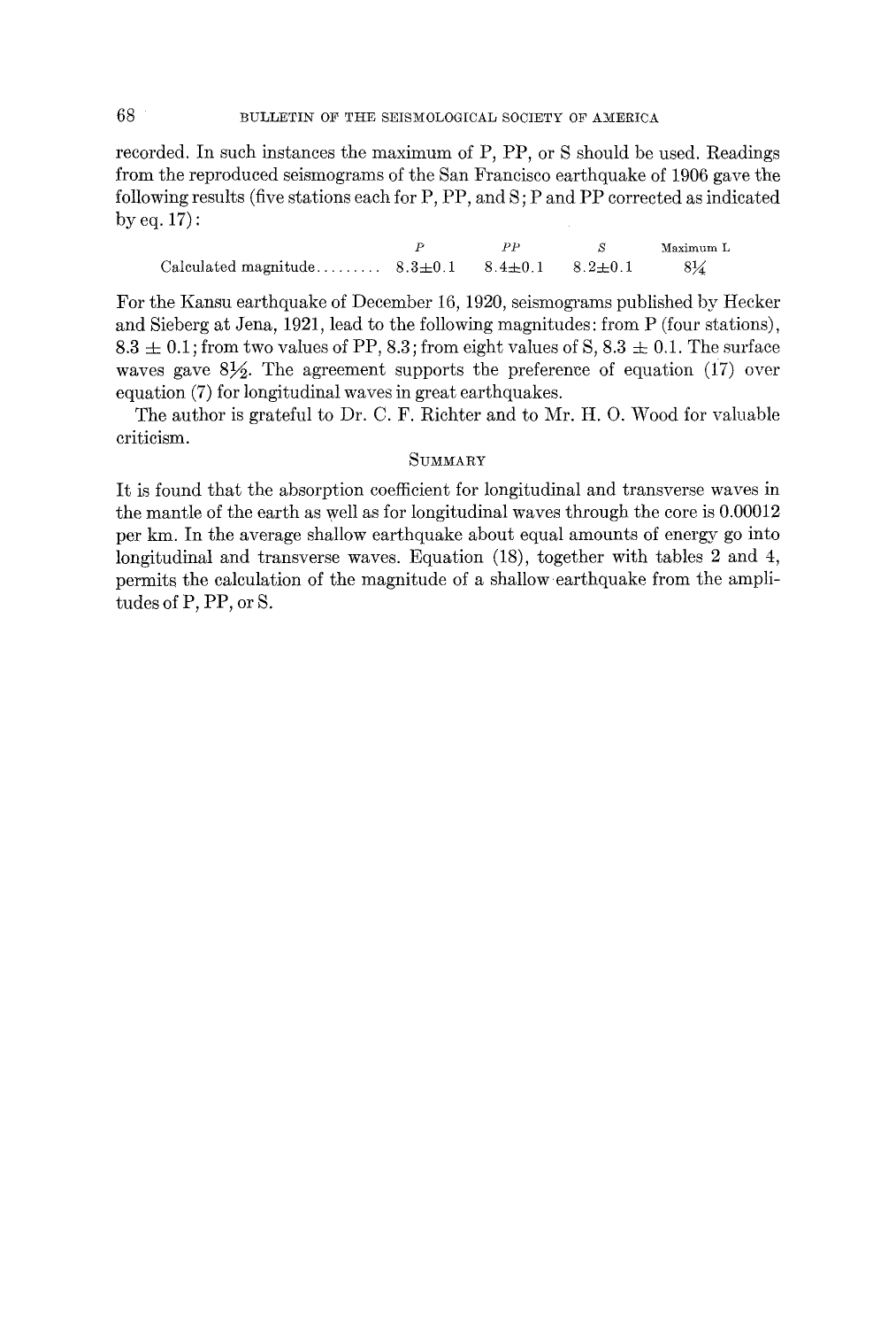recorded. In such instances the maximum of P, PP, or S should be used. Readings from the reproduced seismograms of the San Francisco earthquake of 1906 gave the following results (five stations each for P, PP, and S; P and PP corrected as indicated by eq. 17):

| | P | PP | S | Maximum L |
|---|---|---|---|---|
| Calculated magnitude......... | $8.3 \pm 0.1$ | $8.4 \pm 0.1$ | $8.2 \pm 0.1$ | $8\frac{1}{4}$ |

For the Kansu earthquake of December 16, 1920, seismograms published by Hecker and Sieberg at Jena, 1921, lead to the following magnitudes: from P (four stations), $8.3 \pm 0.1$; from two values of PP, 8.3; from eight values of S, $8.3 \pm 0.1$. The surface waves gave $8\frac{1}{2}$. The agreement supports the preference of equation (17) over equation (7) for longitudinal waves in great earthquakes.

The author is grateful to Dr. C. F. Richter and to Mr. H. O. Wood for valuable criticism.

## Summary

It is found that the absorption coefficient for longitudinal and transverse waves in the mantle of the earth as well as for longitudinal waves through the core is 0.00012 per km. In the average shallow earthquake about equal amounts of energy go into longitudinal and transverse waves. Equation (18), together with tables 2 and 4, permits the calculation of the magnitude of a shallow earthquake from the amplitudes of P, PP, or S.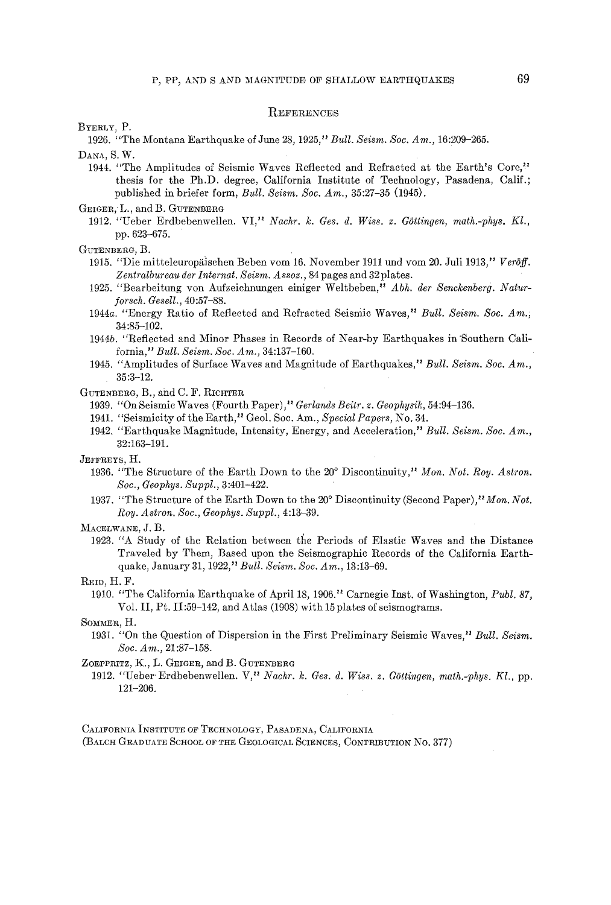## References

BYERLY, P.

1926. "The Montana Earthquake of June 28, 1925," *Bull. Seism. Soc. Am.*, 16:209–265.

DANA, S. W.

1944. "The Amplitudes of Seismic Waves Reflected and Refracted at the Earth's Core," thesis for the Ph.D. degree, California Institute of Technology, Pasadena, Calif.; published in briefer form, *Bull. Seism. Soc. Am.*, 35:27–35 (1945).

GEIGER, L., and B. GUTENBERG

1912. "Ueber Erdbebenwellen. VI," *Nachr. k. Ges. d. Wiss. z. Göttingen, math.-phys. Kl.*, pp. 623–675.

GUTENBERG, B.

1915. "Die mitteleuropäischen Beben vom 16. November 1911 und vom 20. Juli 1913," *Veröff. Zentralbureau der Internat. Seism. Assoz.*, 84 pages and 32 plates.

1925. "Bearbeitung von Aufzeichnungen einiger Weltbeben," *Abh. der Senckenberg. Naturforsch. Gesell.*, 40:57–88.

1944*a*. "Energy Ratio of Reflected and Refracted Seismic Waves," *Bull. Seism. Soc. Am.*, 34:85–102.

1944*b*. "Reflected and Minor Phases in Records of Near-by Earthquakes in Southern California," *Bull. Seism. Soc. Am.*, 34:137–160.

1945. "Amplitudes of Surface Waves and Magnitude of Earthquakes," *Bull. Seism. Soc. Am.*, 35:3–12.

GUTENBERG, B., and C. F. RICHTER

1939. "On Seismic Waves (Fourth Paper)," *Gerlands Beitr. z. Geophysik*, 54:94–136.

1941. "Seismicity of the Earth," Geol. Soc. Am., *Special Papers*, No. 34.

1942. "Earthquake Magnitude, Intensity, Energy, and Acceleration," *Bull. Seism. Soc. Am.*, 32:163–191.

JEFFREYS, H.

1936. "The Structure of the Earth Down to the 20° Discontinuity," *Mon. Not. Roy. Astron. Soc., Geophys. Suppl.*, 3:401–422.

1937. "The Structure of the Earth Down to the 20° Discontinuity (Second Paper)," *Mon. Not. Roy. Astron. Soc., Geophys. Suppl.*, 4:13–39.

MACELWANE, J. B.

1923. "A Study of the Relation between the Periods of Elastic Waves and the Distance Traveled by Them, Based upon the Seismographic Records of the California Earthquake, January 31, 1922," *Bull. Seism. Soc. Am.*, 13:13–69.

REID, H. F.

1910. "The California Earthquake of April 18, 1906." Carnegie Inst. of Washington, *Publ. 87*, Vol. II, Pt. II:59–142, and Atlas (1908) with 15 plates of seismograms.

SOMMER, H.

1931. "On the Question of Dispersion in the First Preliminary Seismic Waves," *Bull. Seism. Soc. Am.*, 21:87–158.

ZOEPPRITZ, K., L. GEIGER, and B. GUTENBERG

1912. "Ueber Erdbebenwellen. V," *Nachr. k. Ges. d. Wiss. z. Göttingen, math.-phys. Kl.*, pp. 121–206.

CALIFORNIA INSTITUTE OF TECHNOLOGY, PASADENA, CALIFORNIA
(BALCH GRADUATE SCHOOL OF THE GEOLOGICAL SCIENCES, CONTRIBUTION NO. 377)